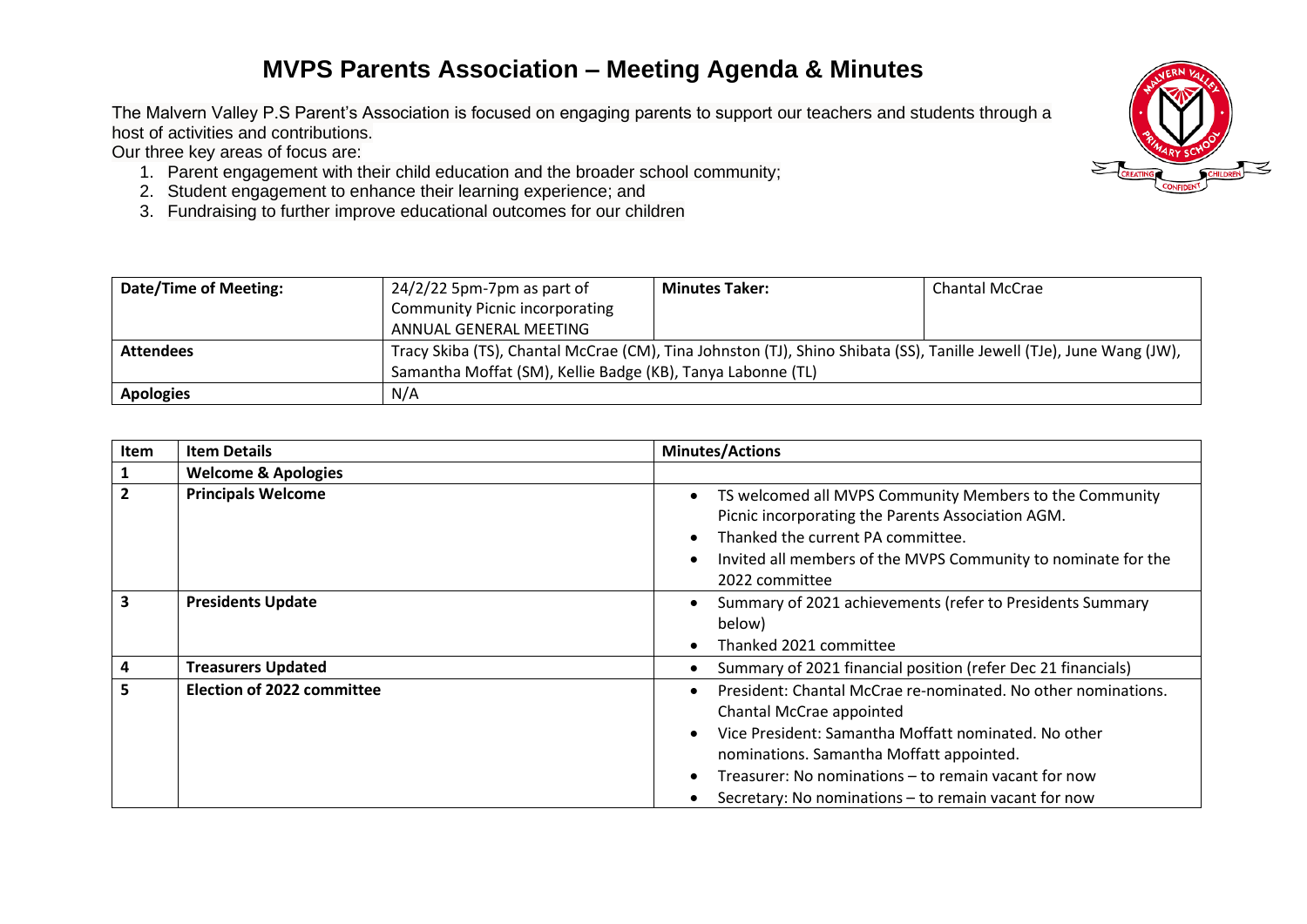# MVPS Parents Association – Meeting Agenda & Minutes

The Malvern Valley P.S Parent's Association is focused on engaging parents to support our teachers and students through a host of activities and contributions.
Our three key areas of focus are:

1. Parent engagement with their child education and the broader school community;
2. Student engagement to enhance their learning experience; and
3. Fundraising to further improve educational outcomes for our children

| **Date/Time of Meeting:** | 24/2/22 5pm-7pm as part of Community Picnic incorporating ANNUAL GENERAL MEETING | **Minutes Taker:** | Chantal McCrae |
|---|---|---|---|
| **Attendees** | Tracy Skiba (TS), Chantal McCrae (CM), Tina Johnston (TJ), Shino Shibata (SS), Tanille Jewell (TJe), June Wang (JW), Samantha Moffat (SM), Kellie Badge (KB), Tanya Labonne (TL) | | |
| **Apologies** | N/A | | |

| Item | Item Details | Minutes/Actions |
|---|---|---|
| **1** | **Welcome & Apologies** | |
| **2** | **Principals Welcome** | • TS welcomed all MVPS Community Members to the Community Picnic incorporating the Parents Association AGM.<br>• Thanked the current PA committee.<br>• Invited all members of the MVPS Community to nominate for the 2022 committee |
| **3** | **Presidents Update** | • Summary of 2021 achievements (refer to Presidents Summary below)<br>• Thanked 2021 committee |
| **4** | **Treasurers Updated** | • Summary of 2021 financial position (refer Dec 21 financials) |
| **5** | **Election of 2022 committee** | • President: Chantal McCrae re-nominated. No other nominations. Chantal McCrae appointed<br>• Vice President: Samantha Moffatt nominated. No other nominations. Samantha Moffatt appointed.<br>• Treasurer: No nominations – to remain vacant for now<br>• Secretary: No nominations – to remain vacant for now |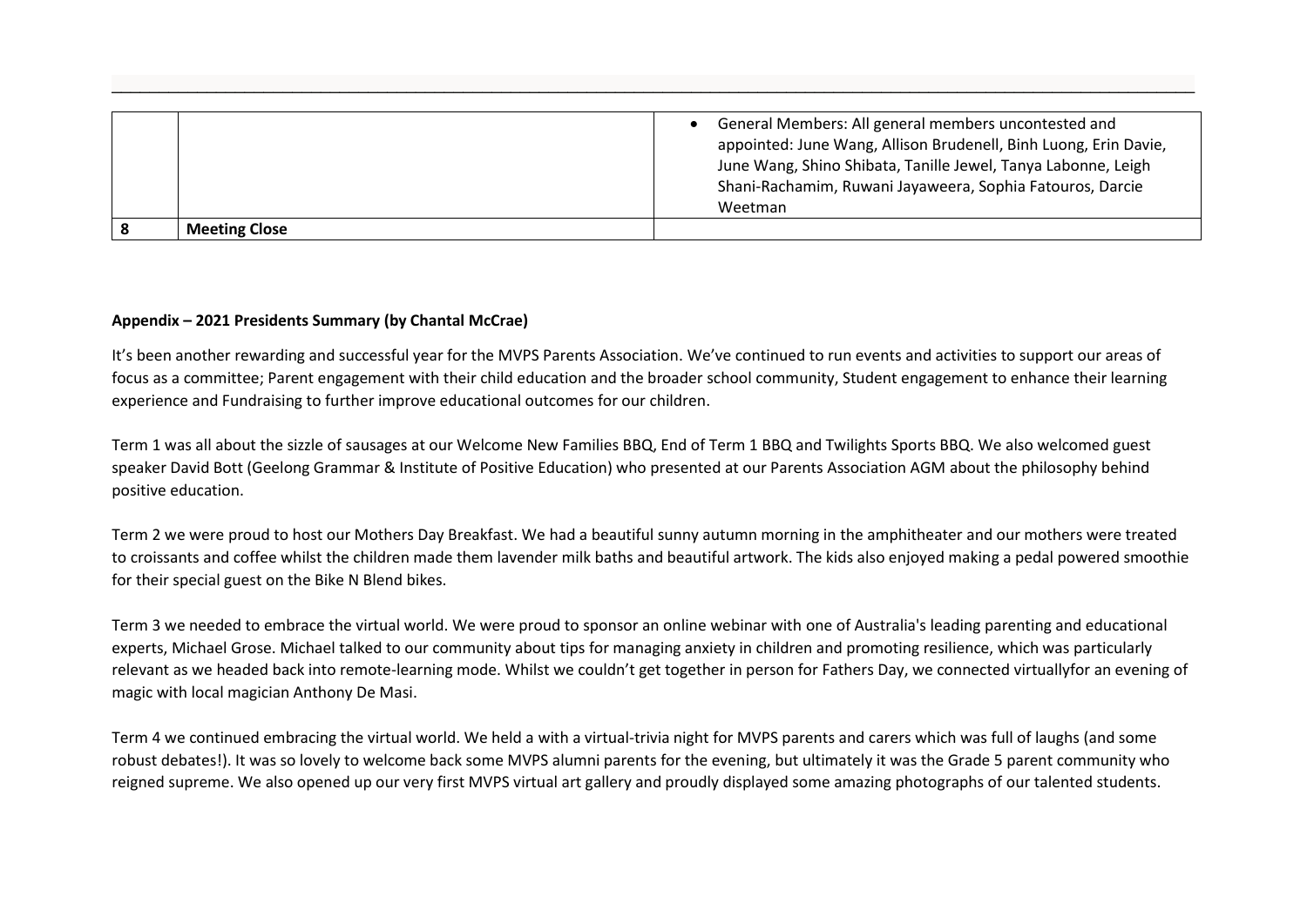|  |  |  |
|---|---|---|
|  |  | • General Members: All general members uncontested and appointed: June Wang, Allison Brudenell, Binh Luong, Erin Davie, June Wang, Shino Shibata, Tanille Jewel, Tanya Labonne, Leigh Shani-Rachamim, Ruwani Jayaweera, Sophia Fatouros, Darcie Weetman |
| **8** | **Meeting Close** |  |

**Appendix – 2021 Presidents Summary (by Chantal McCrae)**

It's been another rewarding and successful year for the MVPS Parents Association. We've continued to run events and activities to support our areas of focus as a committee; Parent engagement with their child education and the broader school community, Student engagement to enhance their learning experience and Fundraising to further improve educational outcomes for our children.

Term 1 was all about the sizzle of sausages at our Welcome New Families BBQ, End of Term 1 BBQ and Twilights Sports BBQ. We also welcomed guest speaker David Bott (Geelong Grammar & Institute of Positive Education) who presented at our Parents Association AGM about the philosophy behind positive education.

Term 2 we were proud to host our Mothers Day Breakfast. We had a beautiful sunny autumn morning in the amphitheater and our mothers were treated to croissants and coffee whilst the children made them lavender milk baths and beautiful artwork. The kids also enjoyed making a pedal powered smoothie for their special guest on the Bike N Blend bikes.

Term 3 we needed to embrace the virtual world. We were proud to sponsor an online webinar with one of Australia's leading parenting and educational experts, Michael Grose. Michael talked to our community about tips for managing anxiety in children and promoting resilience, which was particularly relevant as we headed back into remote-learning mode. Whilst we couldn't get together in person for Fathers Day, we connected virtuallyfor an evening of magic with local magician Anthony De Masi.

Term 4 we continued embracing the virtual world. We held a with a virtual-trivia night for MVPS parents and carers which was full of laughs (and some robust debates!). It was so lovely to welcome back some MVPS alumni parents for the evening, but ultimately it was the Grade 5 parent community who reigned supreme. We also opened up our very first MVPS virtual art gallery and proudly displayed some amazing photographs of our talented students.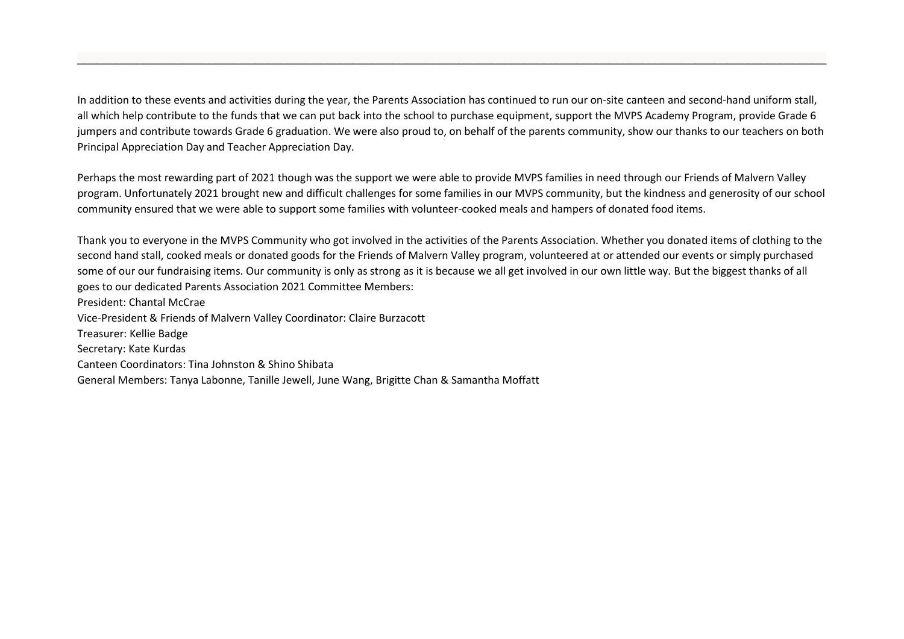In addition to these events and activities during the year, the Parents Association has continued to run our on-site canteen and second-hand uniform stall, all which help contribute to the funds that we can put back into the school to purchase equipment, support the MVPS Academy Program, provide Grade 6 jumpers and contribute towards Grade 6 graduation. We were also proud to, on behalf of the parents community, show our thanks to our teachers on both Principal Appreciation Day and Teacher Appreciation Day.

Perhaps the most rewarding part of 2021 though was the support we were able to provide MVPS families in need through our Friends of Malvern Valley program. Unfortunately 2021 brought new and difficult challenges for some families in our MVPS community, but the kindness and generosity of our school community ensured that we were able to support some families with volunteer-cooked meals and hampers of donated food items.

Thank you to everyone in the MVPS Community who got involved in the activities of the Parents Association. Whether you donated items of clothing to the second hand stall, cooked meals or donated goods for the Friends of Malvern Valley program, volunteered at or attended our events or simply purchased some of our our fundraising items. Our community is only as strong as it is because we all get involved in our own little way. But the biggest thanks of all goes to our dedicated Parents Association 2021 Committee Members:

President: Chantal McCrae
Vice-President & Friends of Malvern Valley Coordinator: Claire Burzacott
Treasurer: Kellie Badge
Secretary: Kate Kurdas
Canteen Coordinators: Tina Johnston & Shino Shibata
General Members: Tanya Labonne, Tanille Jewell, June Wang, Brigitte Chan & Samantha Moffatt